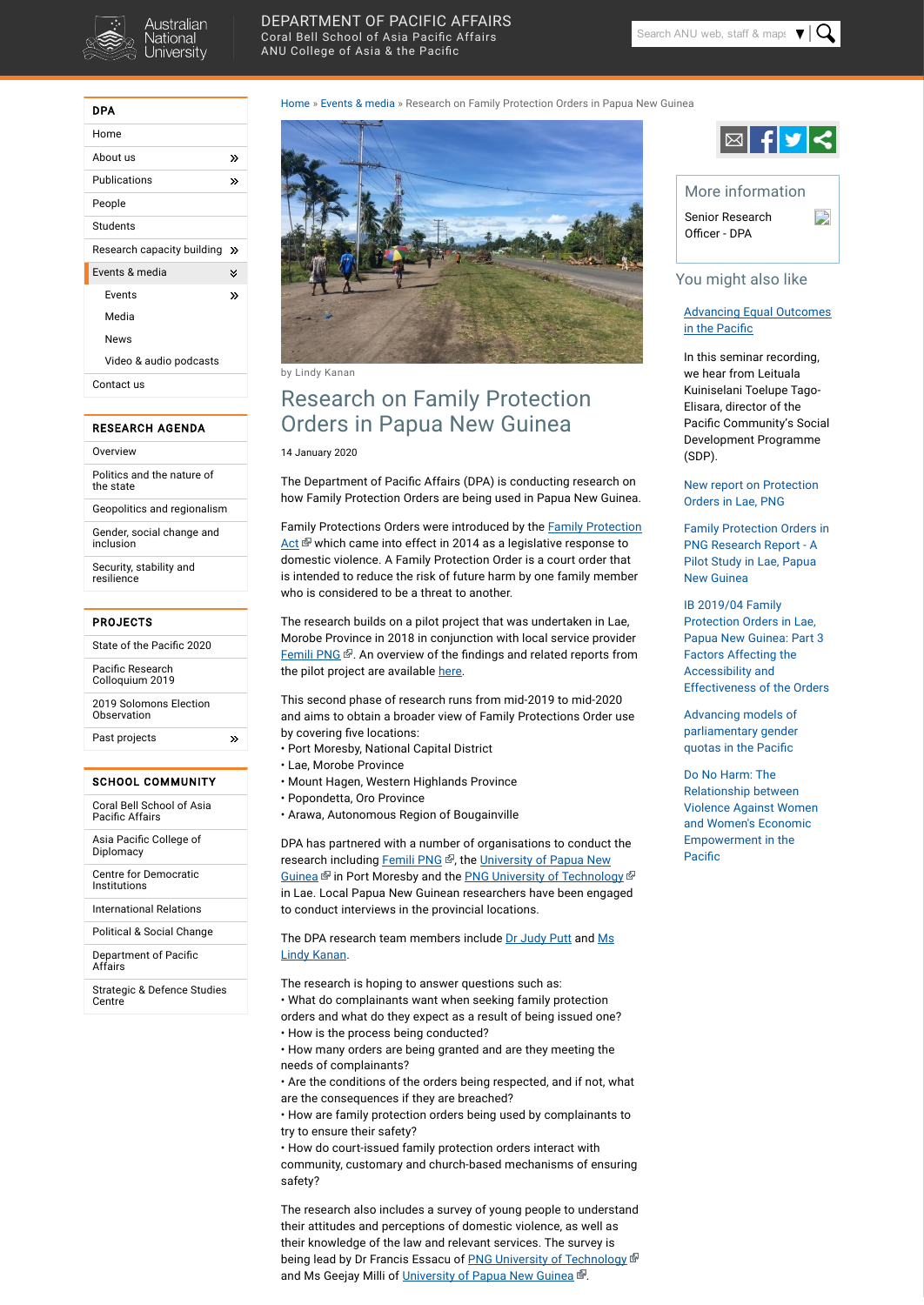# DEPARTMENT OF PACIFIC AFFAIRS

Coral Bell School of Asia Pacific Affairs
ANU College of Asia & the Pacific

Home » Events & media » Research on Family Protection Orders in Papua New Guinea

by Lindy Kanan

# Research on Family Protection Orders in Papua New Guinea

14 January 2020

The Department of Pacific Affairs (DPA) is conducting research on how Family Protection Orders are being used in Papua New Guinea.

Family Protections Orders were introduced by the Family Protection Act which came into effect in 2014 as a legislative response to domestic violence. A Family Protection Order is a court order that is intended to reduce the risk of future harm by one family member who is considered to be a threat to another.

The research builds on a pilot project that was undertaken in Lae, Morobe Province in 2018 in conjunction with local service provider Femili PNG. An overview of the findings and related reports from the pilot project are available here.

This second phase of research runs from mid-2019 to mid-2020 and aims to obtain a broader view of Family Protections Order use by covering five locations:

- Port Moresby, National Capital District
- Lae, Morobe Province
- Mount Hagen, Western Highlands Province
- Popondetta, Oro Province
- Arawa, Autonomous Region of Bougainville

DPA has partnered with a number of organisations to conduct the research including Femili PNG, the University of Papua New Guinea in Port Moresby and the PNG University of Technology in Lae. Local Papua New Guinean researchers have been engaged to conduct interviews in the provincial locations.

The DPA research team members include Dr Judy Putt and Ms Lindy Kanan.

The research is hoping to answer questions such as:

- What do complainants want when seeking family protection orders and what do they expect as a result of being issued one?
- How is the process being conducted?
- How many orders are being granted and are they meeting the needs of complainants?
- Are the conditions of the orders being respected, and if not, what are the consequences if they are breached?
- How are family protection orders being used by complainants to try to ensure their safety?
- How do court-issued family protection orders interact with community, customary and church-based mechanisms of ensuring safety?

The research also includes a survey of young people to understand their attitudes and perceptions of domestic violence, as well as their knowledge of the law and relevant services. The survey is being lead by Dr Francis Essacu of PNG University of Technology and Ms Geejay Milli of University of Papua New Guinea.

## More information

Senior Research Officer - DPA

## You might also like

Advancing Equal Outcomes in the Pacific

In this seminar recording, we hear from Leituala Kuiniselani Toelupe Tago-Elisara, director of the Pacific Community's Social Development Programme (SDP).

New report on Protection Orders in Lae, PNG

Family Protection Orders in PNG Research Report - A Pilot Study in Lae, Papua New Guinea

IB 2019/04 Family Protection Orders in Lae, Papua New Guinea: Part 3 Factors Affecting the Accessibility and Effectiveness of the Orders

Advancing models of parliamentary gender quotas in the Pacific

Do No Harm: The Relationship between Violence Against Women and Women's Economic Empowerment in the Pacific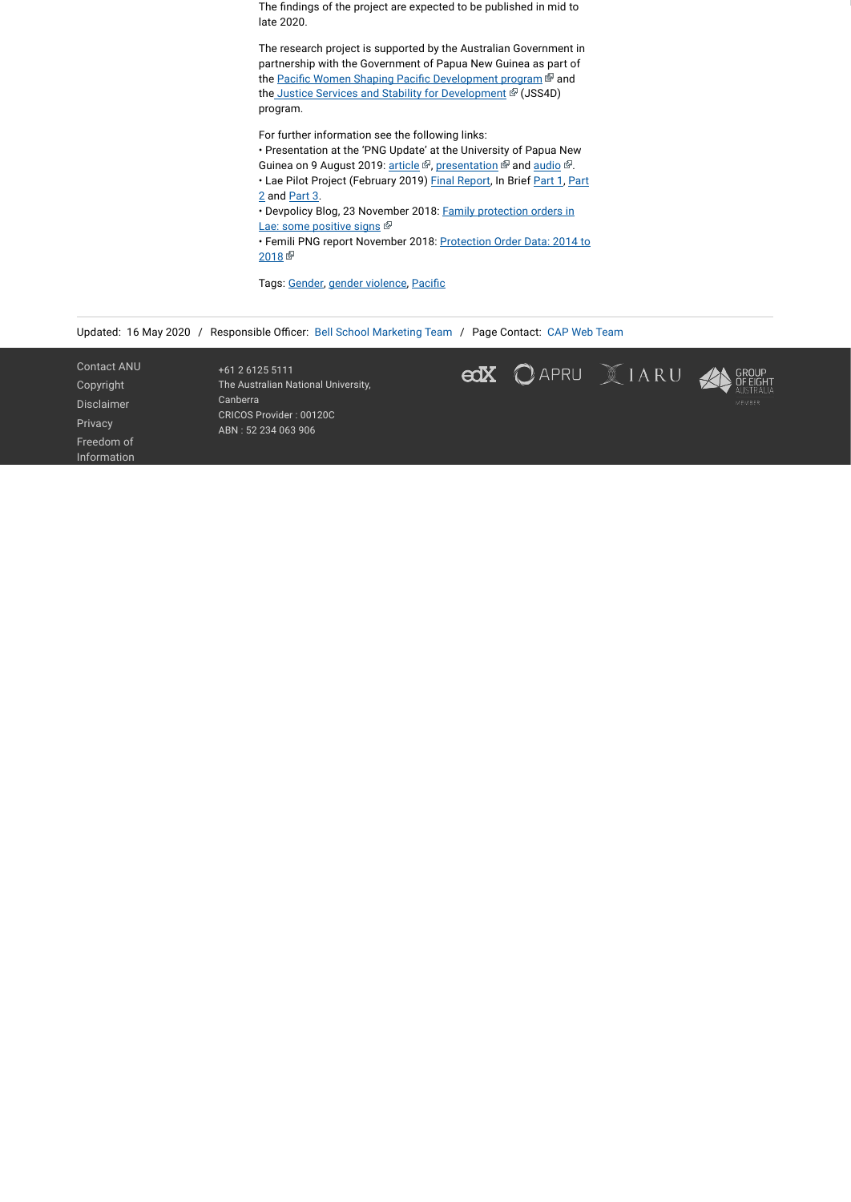The findings of the project are expected to be published in mid to late 2020.

The research project is supported by the Australian Government in partnership with the Government of Papua New Guinea as part of the Pacific Women Shaping Pacific Development program and the Justice Services and Stability for Development (JSS4D) program.

For further information see the following links:
• Presentation at the 'PNG Update' at the University of Papua New Guinea on 9 August 2019: article, presentation and audio.
• Lae Pilot Project (February 2019) Final Report, In Brief Part 1, Part 2 and Part 3.
• Devpolicy Blog, 23 November 2018: Family protection orders in Lae: some positive signs
• Femili PNG report November 2018: Protection Order Data: 2014 to 2018

Tags: Gender, gender violence, Pacific

Updated: 16 May 2020 / Responsible Officer: Bell School Marketing Team / Page Contact: CAP Web Team

Contact ANU
Copyright
Disclaimer
Privacy
Freedom of Information

+61 2 6125 5111
The Australian National University, Canberra
CRICOS Provider : 00120C
ABN : 52 234 063 906